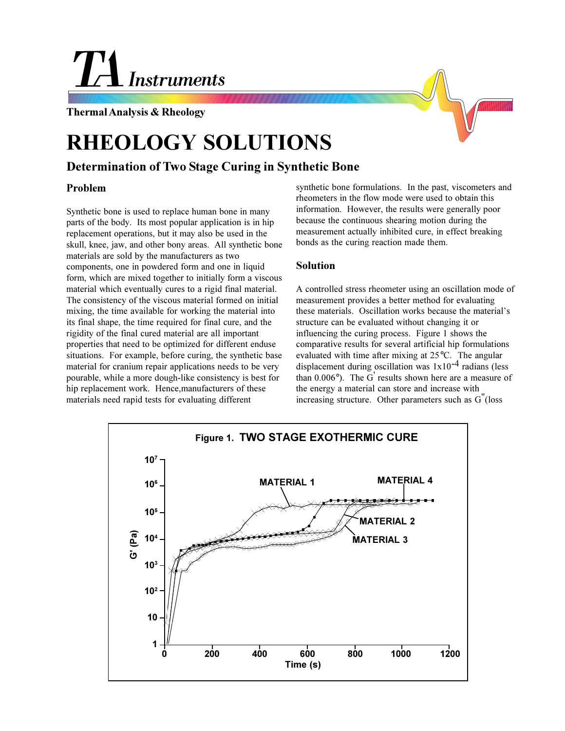# TA Instruments

**Thermal Analysis & Rheology**

# RHEOLOGY SOLUTIONS

## Determination of Two Stage Curing in Synthetic Bone

### Problem

Synthetic bone is used to replace human bone in many parts of the body. Its most popular application is in hip replacement operations, but it may also be used in the skull, knee, jaw, and other bony areas. All synthetic bone materials are sold by the manufacturers as two components, one in powdered form and one in liquid form, which are mixed together to initially form a viscous material which eventually cures to a rigid final material. The consistency of the viscous material formed on initial mixing, the time available for working the material into its final shape, the time required for final cure, and the rigidity of the final cured material are all important properties that need to be optimized for different enduse situations. For example, before curing, the synthetic base material for cranium repair applications needs to be very pourable, while a more dough-like consistency is best for hip replacement work. Hence,manufacturers of these materials need rapid tests for evaluating different synthetic bone formulations. In the past, viscometers and rheometers in the flow mode were used to obtain this information. However, the results were generally poor because the continuous shearing motion during the measurement actually inhibited cure, in effect breaking bonds as the curing reaction made them.

### Solution

A controlled stress rheometer using an oscillation mode of measurement provides a better method for evaluating these materials. Oscillation works because the material's structure can be evaluated without changing it or influencing the curing process. Figure 1 shows the comparative results for several artificial hip formulations evaluated with time after mixing at 25°C. The angular displacement during oscillation was $1 \times 10^{-4}$ radians (less than 0.006°). The G' results shown here are a measure of the energy a material can store and increase with increasing structure. Other parameters such as G"(loss

**Figure 1. TWO STAGE EXOTHERMIC CURE**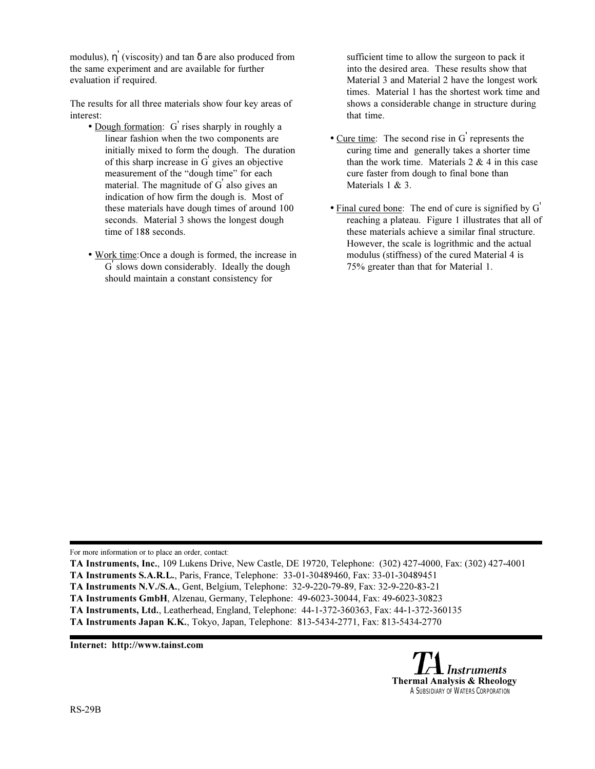modulus), $\eta'$ (viscosity) and tan $\delta$ are also produced from the same experiment and are available for further evaluation if required.

The results for all three materials show four key areas of interest:

- Dough formation: $G'$ rises sharply in roughly a linear fashion when the two components are initially mixed to form the dough. The duration of this sharp increase in $G'$ gives an objective measurement of the "dough time" for each material. The magnitude of $G'$ also gives an indication of how firm the dough is. Most of these materials have dough times of around 100 seconds. Material 3 shows the longest dough time of 188 seconds.

- Work time: Once a dough is formed, the increase in $G'$ slows down considerably. Ideally the dough should maintain a constant consistency for sufficient time to allow the surgeon to pack it into the desired area. These results show that Material 3 and Material 2 have the longest work times. Material 1 has the shortest work time and shows a considerable change in structure during that time.

- Cure time: The second rise in $G'$ represents the curing time and generally takes a shorter time than the work time. Materials 2 & 4 in this case cure faster from dough to final bone than Materials 1 & 3.

- Final cured bone: The end of cure is signified by $G'$ reaching a plateau. Figure 1 illustrates that all of these materials achieve a similar final structure. However, the scale is logrithmic and the actual modulus (stiffness) of the cured Material 4 is 75% greater than that for Material 1.

For more information or to place an order, contact:

**TA Instruments, Inc.**, 109 Lukens Drive, New Castle, DE 19720, Telephone: (302) 427-4000, Fax: (302) 427-4001
**TA Instruments S.A.R.L.**, Paris, France, Telephone: 33-01-30489460, Fax: 33-01-30489451
**TA Instruments N.V./S.A.**, Gent, Belgium, Telephone: 32-9-220-79-89, Fax: 32-9-220-83-21
**TA Instruments GmbH**, Alzenau, Germany, Telephone: 49-6023-30044, Fax: 49-6023-30823
**TA Instruments, Ltd.**, Leatherhead, England, Telephone: 44-1-372-360363, Fax: 44-1-372-360135
**TA Instruments Japan K.K.**, Tokyo, Japan, Telephone: 813-5434-2771, Fax: 813-5434-2770

**Internet: http://www.tainst.com**

TA Instruments
**Thermal Analysis & Rheology**
A SUBSIDIARY OF WATERS CORPORATION

RS-29B